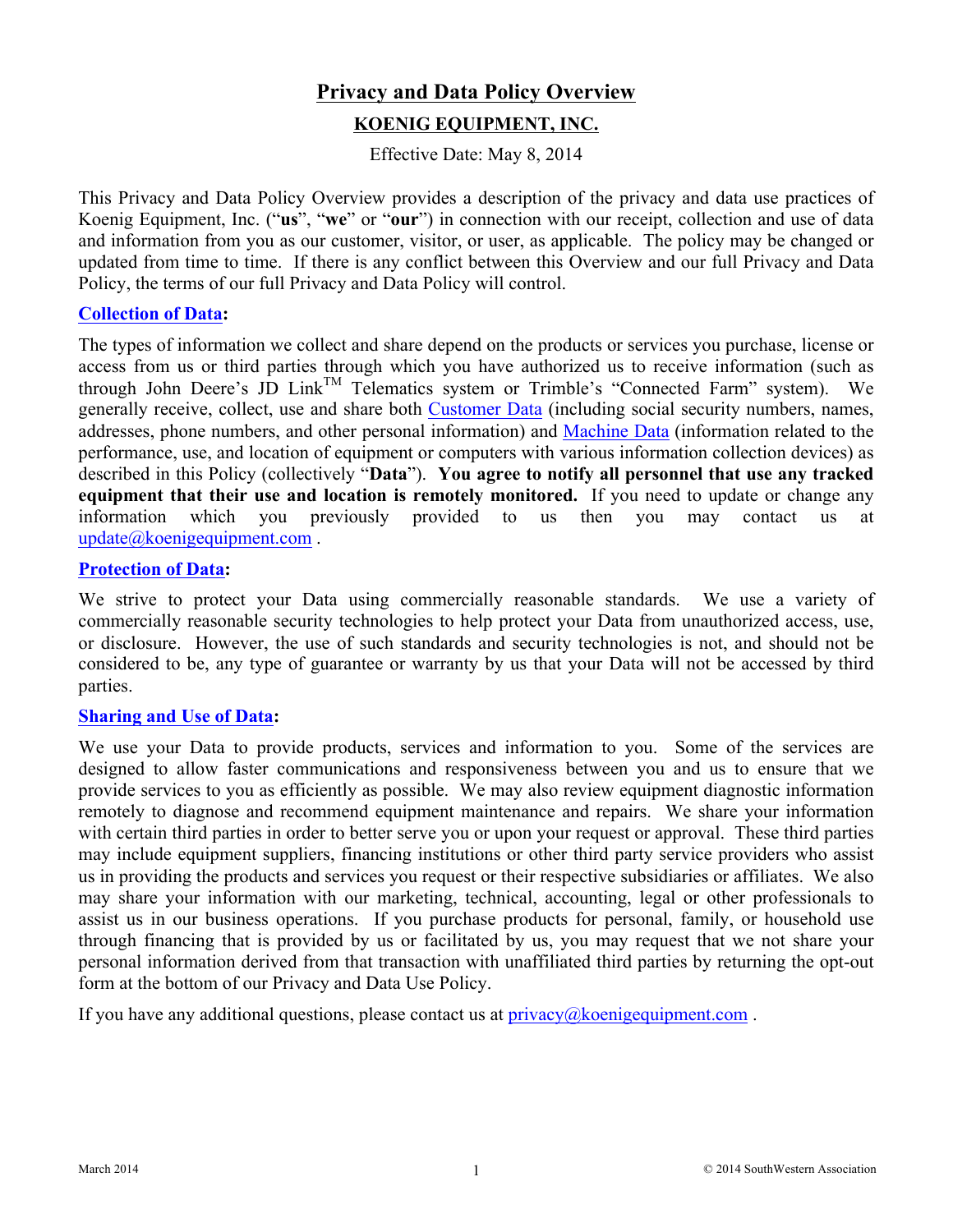# Privacy and Data Policy Overview

## KOENIG EQUIPMENT, INC.

Effective Date: May 8, 2014

This Privacy and Data Policy Overview provides a description of the privacy and data use practices of Koenig Equipment, Inc. ("**us**", "**we**" or "**our**") in connection with our receipt, collection and use of data and information from you as our customer, visitor, or user, as applicable. The policy may be changed or updated from time to time. If there is any conflict between this Overview and our full Privacy and Data Policy, the terms of our full Privacy and Data Policy will control.

### Collection of Data:

The types of information we collect and share depend on the products or services you purchase, license or access from us or third parties through which you have authorized us to receive information (such as through John Deere's JD Link™ Telematics system or Trimble's "Connected Farm" system). We generally receive, collect, use and share both Customer Data (including social security numbers, names, addresses, phone numbers, and other personal information) and Machine Data (information related to the performance, use, and location of equipment or computers with various information collection devices) as described in this Policy (collectively "**Data**"). **You agree to notify all personnel that use any tracked equipment that their use and location is remotely monitored.** If you need to update or change any information which you previously provided to us then you may contact us at update@koenigequipment.com .

### Protection of Data:

We strive to protect your Data using commercially reasonable standards. We use a variety of commercially reasonable security technologies to help protect your Data from unauthorized access, use, or disclosure. However, the use of such standards and security technologies is not, and should not be considered to be, any type of guarantee or warranty by us that your Data will not be accessed by third parties.

### Sharing and Use of Data:

We use your Data to provide products, services and information to you. Some of the services are designed to allow faster communications and responsiveness between you and us to ensure that we provide services to you as efficiently as possible. We may also review equipment diagnostic information remotely to diagnose and recommend equipment maintenance and repairs. We share your information with certain third parties in order to better serve you or upon your request or approval. These third parties may include equipment suppliers, financing institutions or other third party service providers who assist us in providing the products and services you request or their respective subsidiaries or affiliates. We also may share your information with our marketing, technical, accounting, legal or other professionals to assist us in our business operations. If you purchase products for personal, family, or household use through financing that is provided by us or facilitated by us, you may request that we not share your personal information derived from that transaction with unaffiliated third parties by returning the opt-out form at the bottom of our Privacy and Data Use Policy.

If you have any additional questions, please contact us at privacy@koenigequipment.com .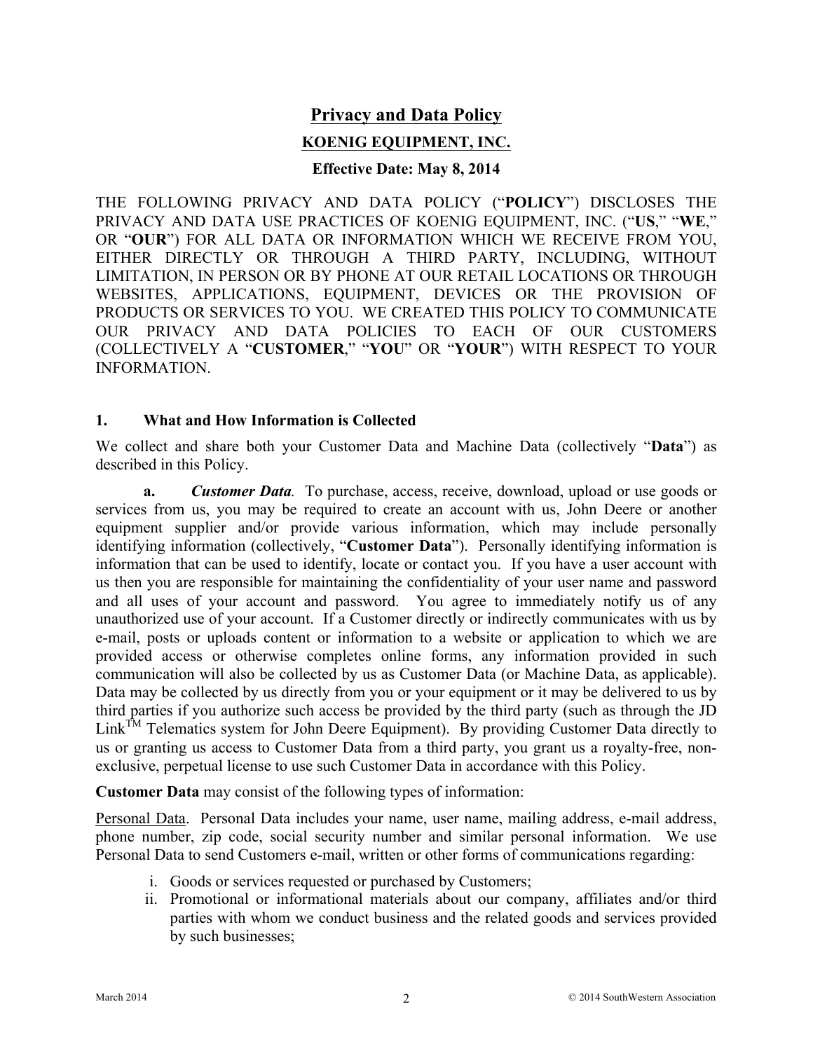# Privacy and Data Policy

## KOENIG EQUIPMENT, INC.

**Effective Date: May 8, 2014**

THE FOLLOWING PRIVACY AND DATA POLICY ("**POLICY**") DISCLOSES THE PRIVACY AND DATA USE PRACTICES OF KOENIG EQUIPMENT, INC. ("**US**," "**WE**," OR "**OUR**") FOR ALL DATA OR INFORMATION WHICH WE RECEIVE FROM YOU, EITHER DIRECTLY OR THROUGH A THIRD PARTY, INCLUDING, WITHOUT LIMITATION, IN PERSON OR BY PHONE AT OUR RETAIL LOCATIONS OR THROUGH WEBSITES, APPLICATIONS, EQUIPMENT, DEVICES OR THE PROVISION OF PRODUCTS OR SERVICES TO YOU. WE CREATED THIS POLICY TO COMMUNICATE OUR PRIVACY AND DATA POLICIES TO EACH OF OUR CUSTOMERS (COLLECTIVELY A "**CUSTOMER**," "**YOU**" OR "**YOUR**") WITH RESPECT TO YOUR INFORMATION.

### 1. What and How Information is Collected

We collect and share both your Customer Data and Machine Data (collectively "**Data**") as described in this Policy.

**a.** ***Customer Data***. To purchase, access, receive, download, upload or use goods or services from us, you may be required to create an account with us, John Deere or another equipment supplier and/or provide various information, which may include personally identifying information (collectively, "**Customer Data**"). Personally identifying information is information that can be used to identify, locate or contact you. If you have a user account with us then you are responsible for maintaining the confidentiality of your user name and password and all uses of your account and password. You agree to immediately notify us of any unauthorized use of your account. If a Customer directly or indirectly communicates with us by e-mail, posts or uploads content or information to a website or application to which we are provided access or otherwise completes online forms, any information provided in such communication will also be collected by us as Customer Data (or Machine Data, as applicable). Data may be collected by us directly from you or your equipment or it may be delivered to us by third parties if you authorize such access be provided by the third party (such as through the JD Link™ Telematics system for John Deere Equipment). By providing Customer Data directly to us or granting us access to Customer Data from a third party, you grant us a royalty-free, non-exclusive, perpetual license to use such Customer Data in accordance with this Policy.

**Customer Data** may consist of the following types of information:

Personal Data. Personal Data includes your name, user name, mailing address, e-mail address, phone number, zip code, social security number and similar personal information. We use Personal Data to send Customers e-mail, written or other forms of communications regarding:

i. Goods or services requested or purchased by Customers;
ii. Promotional or informational materials about our company, affiliates and/or third parties with whom we conduct business and the related goods and services provided by such businesses;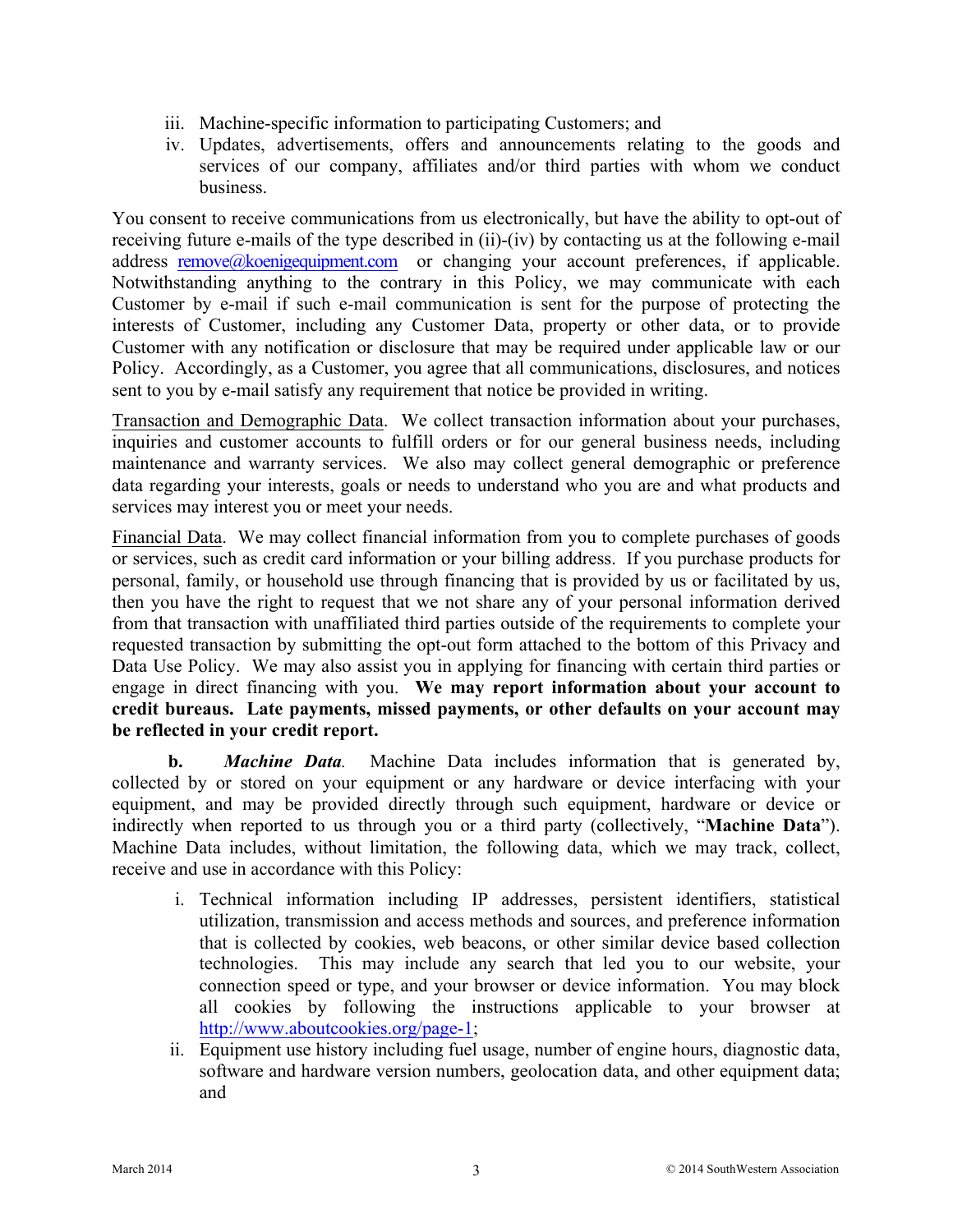iii. Machine-specific information to participating Customers; and
iv. Updates, advertisements, offers and announcements relating to the goods and services of our company, affiliates and/or third parties with whom we conduct business.

You consent to receive communications from us electronically, but have the ability to opt-out of receiving future e-mails of the type described in (ii)-(iv) by contacting us at the following e-mail address remove@koenigequipment.com or changing your account preferences, if applicable. Notwithstanding anything to the contrary in this Policy, we may communicate with each Customer by e-mail if such e-mail communication is sent for the purpose of protecting the interests of Customer, including any Customer Data, property or other data, or to provide Customer with any notification or disclosure that may be required under applicable law or our Policy. Accordingly, as a Customer, you agree that all communications, disclosures, and notices sent to you by e-mail satisfy any requirement that notice be provided in writing.

Transaction and Demographic Data. We collect transaction information about your purchases, inquiries and customer accounts to fulfill orders or for our general business needs, including maintenance and warranty services. We also may collect general demographic or preference data regarding your interests, goals or needs to understand who you are and what products and services may interest you or meet your needs.

Financial Data. We may collect financial information from you to complete purchases of goods or services, such as credit card information or your billing address. If you purchase products for personal, family, or household use through financing that is provided by us or facilitated by us, then you have the right to request that we not share any of your personal information derived from that transaction with unaffiliated third parties outside of the requirements to complete your requested transaction by submitting the opt-out form attached to the bottom of this Privacy and Data Use Policy. We may also assist you in applying for financing with certain third parties or engage in direct financing with you. **We may report information about your account to credit bureaus. Late payments, missed payments, or other defaults on your account may be reflected in your credit report.**

**b.** ***Machine Data.*** Machine Data includes information that is generated by, collected by or stored on your equipment or any hardware or device interfacing with your equipment, and may be provided directly through such equipment, hardware or device or indirectly when reported to us through you or a third party (collectively, "**Machine Data**"). Machine Data includes, without limitation, the following data, which we may track, collect, receive and use in accordance with this Policy:

i. Technical information including IP addresses, persistent identifiers, statistical utilization, transmission and access methods and sources, and preference information that is collected by cookies, web beacons, or other similar device based collection technologies. This may include any search that led you to our website, your connection speed or type, and your browser or device information. You may block all cookies by following the instructions applicable to your browser at http://www.aboutcookies.org/page-1;
ii. Equipment use history including fuel usage, number of engine hours, diagnostic data, software and hardware version numbers, geolocation data, and other equipment data; and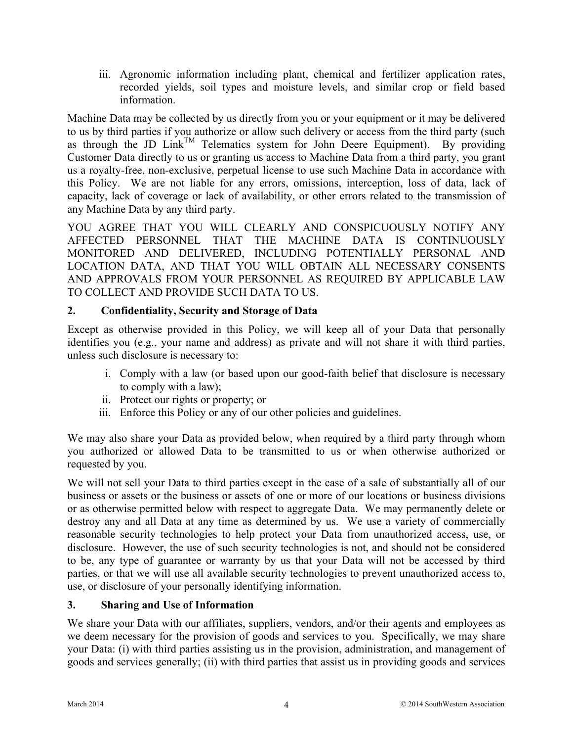iii. Agronomic information including plant, chemical and fertilizer application rates, recorded yields, soil types and moisture levels, and similar crop or field based information.

Machine Data may be collected by us directly from you or your equipment or it may be delivered to us by third parties if you authorize or allow such delivery or access from the third party (such as through the JD Link™ Telematics system for John Deere Equipment). By providing Customer Data directly to us or granting us access to Machine Data from a third party, you grant us a royalty-free, non-exclusive, perpetual license to use such Machine Data in accordance with this Policy. We are not liable for any errors, omissions, interception, loss of data, lack of capacity, lack of coverage or lack of availability, or other errors related to the transmission of any Machine Data by any third party.

YOU AGREE THAT YOU WILL CLEARLY AND CONSPICUOUSLY NOTIFY ANY AFFECTED PERSONNEL THAT THE MACHINE DATA IS CONTINUOUSLY MONITORED AND DELIVERED, INCLUDING POTENTIALLY PERSONAL AND LOCATION DATA, AND THAT YOU WILL OBTAIN ALL NECESSARY CONSENTS AND APPROVALS FROM YOUR PERSONNEL AS REQUIRED BY APPLICABLE LAW TO COLLECT AND PROVIDE SUCH DATA TO US.

## 2. Confidentiality, Security and Storage of Data

Except as otherwise provided in this Policy, we will keep all of your Data that personally identifies you (e.g., your name and address) as private and will not share it with third parties, unless such disclosure is necessary to:

i. Comply with a law (or based upon our good-faith belief that disclosure is necessary to comply with a law);
ii. Protect our rights or property; or
iii. Enforce this Policy or any of our other policies and guidelines.

We may also share your Data as provided below, when required by a third party through whom you authorized or allowed Data to be transmitted to us or when otherwise authorized or requested by you.

We will not sell your Data to third parties except in the case of a sale of substantially all of our business or assets or the business or assets of one or more of our locations or business divisions or as otherwise permitted below with respect to aggregate Data. We may permanently delete or destroy any and all Data at any time as determined by us. We use a variety of commercially reasonable security technologies to help protect your Data from unauthorized access, use, or disclosure. However, the use of such security technologies is not, and should not be considered to be, any type of guarantee or warranty by us that your Data will not be accessed by third parties, or that we will use all available security technologies to prevent unauthorized access to, use, or disclosure of your personally identifying information.

## 3. Sharing and Use of Information

We share your Data with our affiliates, suppliers, vendors, and/or their agents and employees as we deem necessary for the provision of goods and services to you. Specifically, we may share your Data: (i) with third parties assisting us in the provision, administration, and management of goods and services generally; (ii) with third parties that assist us in providing goods and services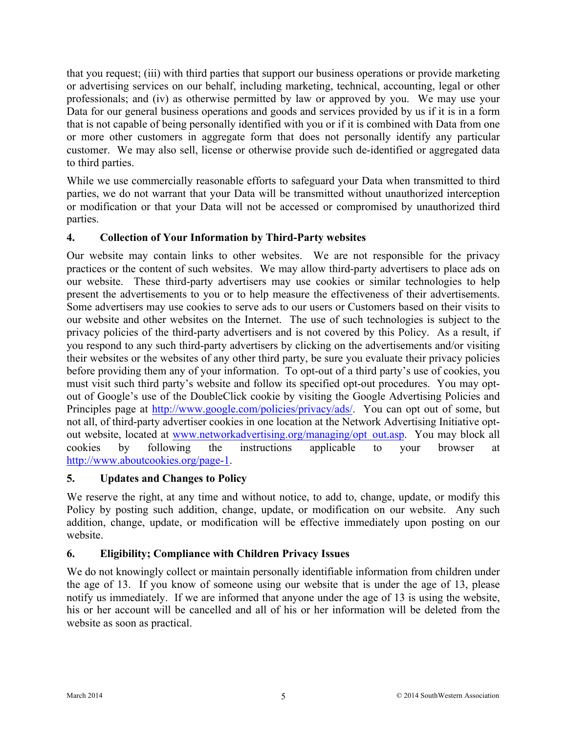that you request; (iii) with third parties that support our business operations or provide marketing or advertising services on our behalf, including marketing, technical, accounting, legal or other professionals; and (iv) as otherwise permitted by law or approved by you. We may use your Data for our general business operations and goods and services provided by us if it is in a form that is not capable of being personally identified with you or if it is combined with Data from one or more other customers in aggregate form that does not personally identify any particular customer. We may also sell, license or otherwise provide such de-identified or aggregated data to third parties.

While we use commercially reasonable efforts to safeguard your Data when transmitted to third parties, we do not warrant that your Data will be transmitted without unauthorized interception or modification or that your Data will not be accessed or compromised by unauthorized third parties.

### 4. Collection of Your Information by Third-Party websites

Our website may contain links to other websites. We are not responsible for the privacy practices or the content of such websites. We may allow third-party advertisers to place ads on our website. These third-party advertisers may use cookies or similar technologies to help present the advertisements to you or to help measure the effectiveness of their advertisements. Some advertisers may use cookies to serve ads to our users or Customers based on their visits to our website and other websites on the Internet. The use of such technologies is subject to the privacy policies of the third-party advertisers and is not covered by this Policy. As a result, if you respond to any such third-party advertisers by clicking on the advertisements and/or visiting their websites or the websites of any other third party, be sure you evaluate their privacy policies before providing them any of your information. To opt-out of a third party's use of cookies, you must visit such third party's website and follow its specified opt-out procedures. You may opt-out of Google's use of the DoubleClick cookie by visiting the Google Advertising Policies and Principles page at http://www.google.com/policies/privacy/ads/. You can opt out of some, but not all, of third-party advertiser cookies in one location at the Network Advertising Initiative opt-out website, located at www.networkadvertising.org/managing/opt_out.asp. You may block all cookies by following the instructions applicable to your browser at http://www.aboutcookies.org/page-1.

### 5. Updates and Changes to Policy

We reserve the right, at any time and without notice, to add to, change, update, or modify this Policy by posting such addition, change, update, or modification on our website. Any such addition, change, update, or modification will be effective immediately upon posting on our website.

### 6. Eligibility; Compliance with Children Privacy Issues

We do not knowingly collect or maintain personally identifiable information from children under the age of 13. If you know of someone using our website that is under the age of 13, please notify us immediately. If we are informed that anyone under the age of 13 is using the website, his or her account will be cancelled and all of his or her information will be deleted from the website as soon as practical.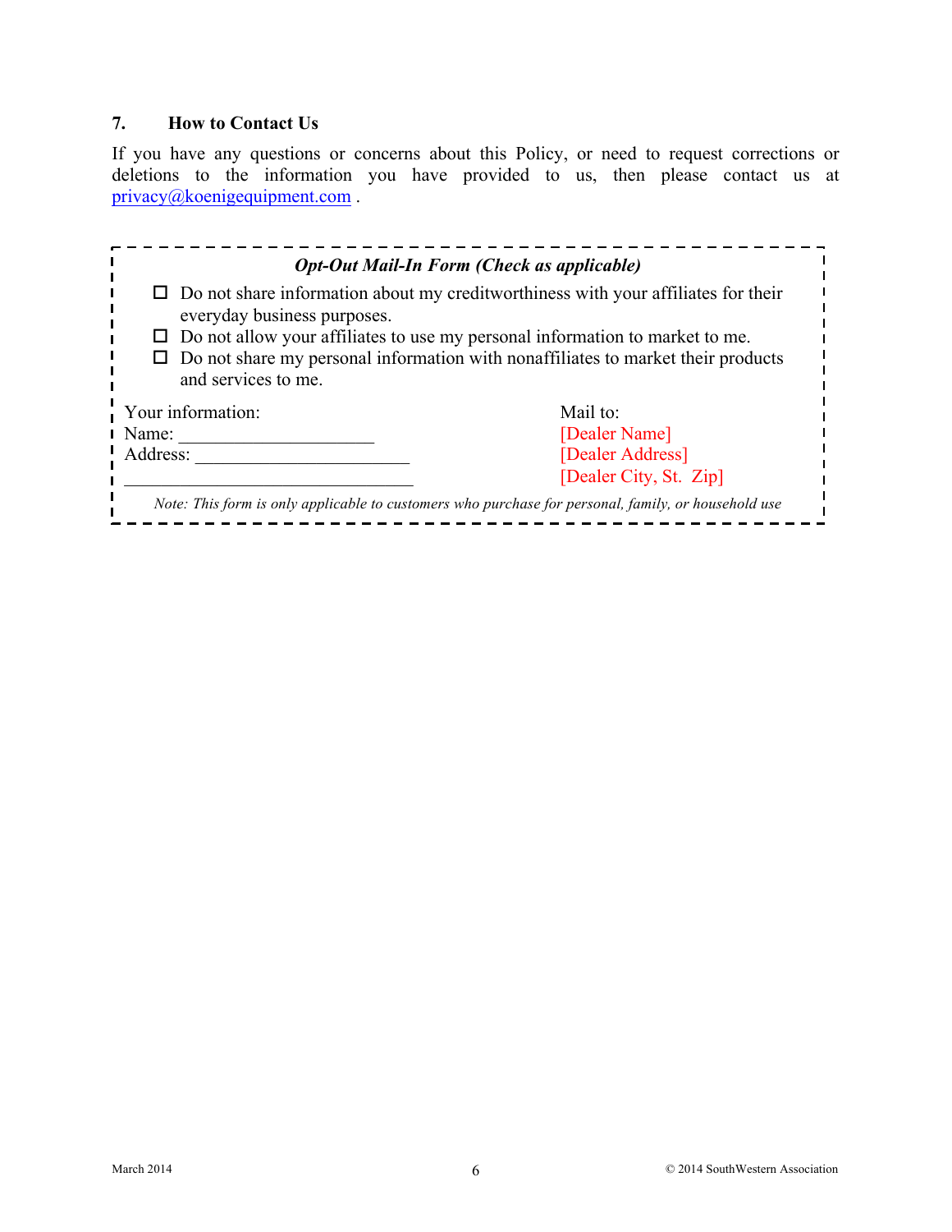## 7. How to Contact Us

If you have any questions or concerns about this Policy, or need to request corrections or deletions to the information you have provided to us, then please contact us at privacy@koenigequipment.com .

***Opt-Out Mail-In Form (Check as applicable)***

- ☐ Do not share information about my creditworthiness with your affiliates for their everyday business purposes.
- ☐ Do not allow your affiliates to use my personal information to market to me.
- ☐ Do not share my personal information with nonaffiliates to market their products and services to me.

Your information:
Name: ____________________
Address: ______________________
______________________________

Mail to:
[Dealer Name]
[Dealer Address]
[Dealer City, St. Zip]

*Note: This form is only applicable to customers who purchase for personal, family, or household use*